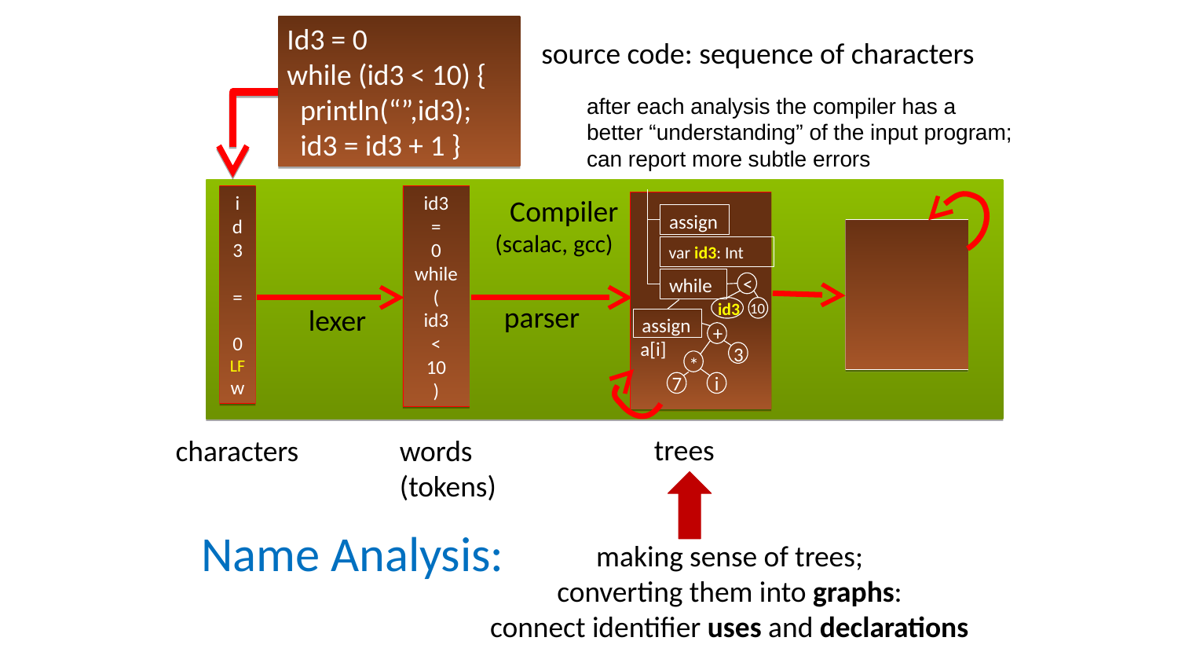```
Id3 = 0
while (id3 < 10) {
  println("",id3);
  id3 = id3 + 1 }
```

source code: sequence of characters

after each analysis the compiler has a better "understanding" of the input program; can report more subtle errors

i d 3 = 0 LF w

lexer

id3 = 0 while ( id3 < 10 )

Compiler (scalac, gcc)

parser

assign

var **id3**: Int

while < id3 10

assign + 3

a[i] * 7 i

characters

words (tokens)

trees

## Name Analysis:

making sense of trees; converting them into **graphs**: connect identifier **uses** and **declarations**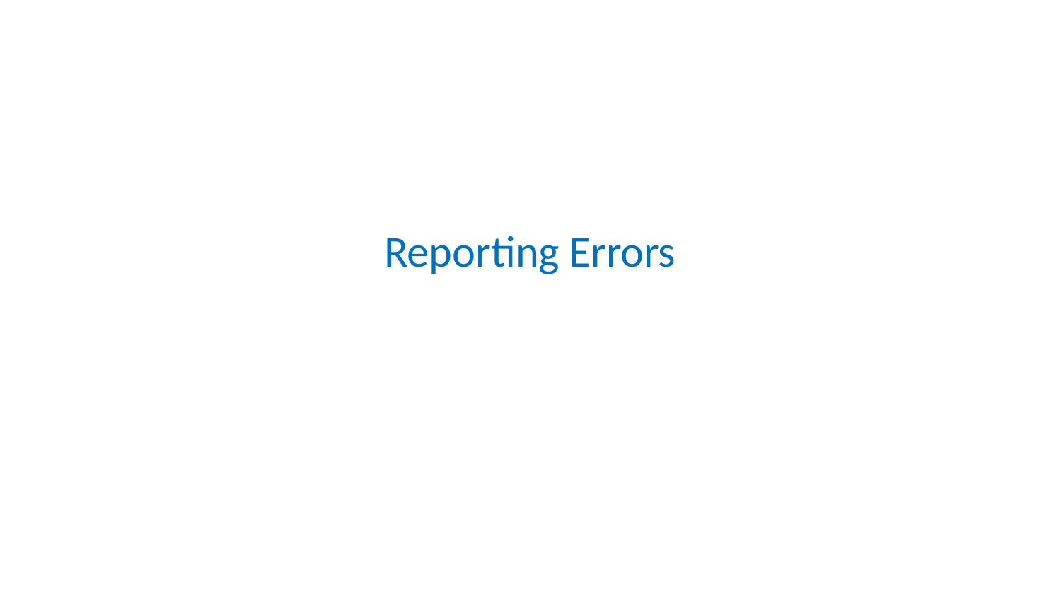# Reporting Errors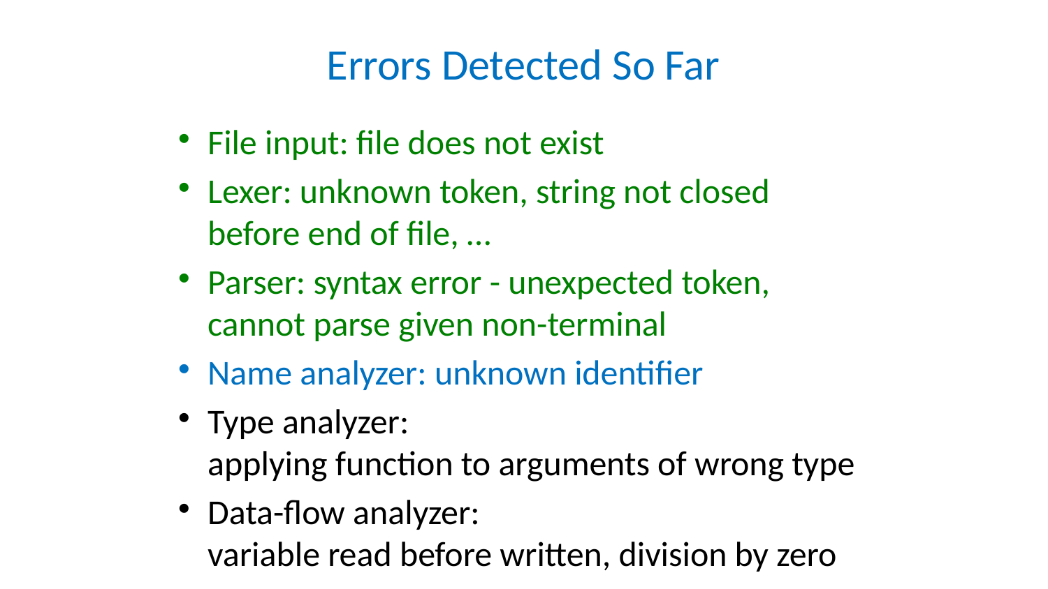# Errors Detected So Far

- File input: file does not exist
- Lexer: unknown token, string not closed before end of file, …
- Parser: syntax error - unexpected token, cannot parse given non-terminal
- Name analyzer: unknown identifier
- Type analyzer:
  applying function to arguments of wrong type
- Data-flow analyzer:
  variable read before written, division by zero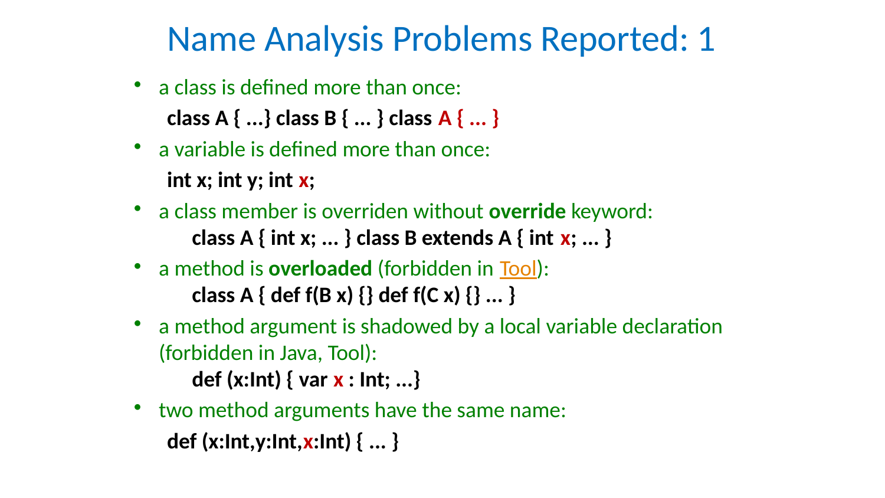# Name Analysis Problems Reported: 1

- a class is defined more than once:

```
class A { ...} class B { ... } class A { ... }
```

- a variable is defined more than once:

```
int x; int y; int x;
```

- a class member is overriden without **override** keyword:

```
class A { int x; ... } class B extends A { int x; ... }
```

- a method is **overloaded** (forbidden in Tool):

```
class A { def f(B x) {} def f(C x) {} ... }
```

- a method argument is shadowed by a local variable declaration (forbidden in Java, Tool):

```
def (x:Int) { var x : Int; ...}
```

- two method arguments have the same name:

```
def (x:Int,y:Int,x:Int) { ... }
```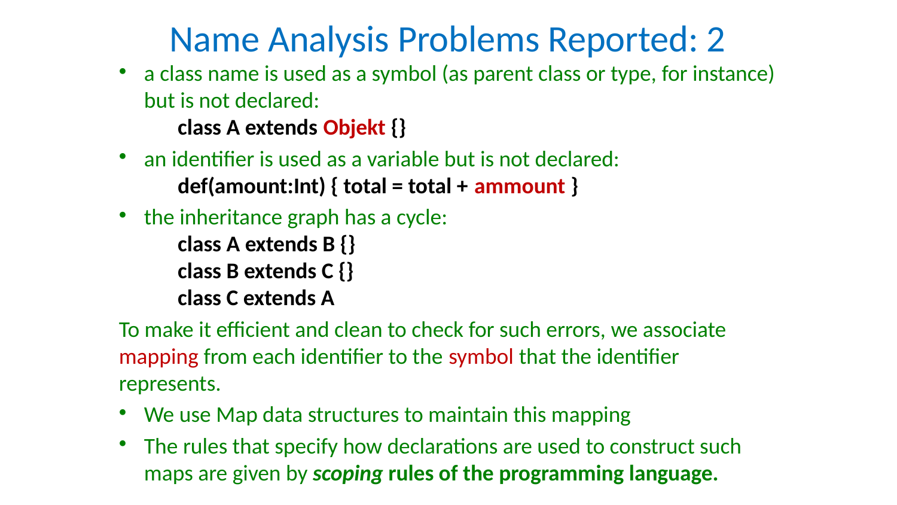# Name Analysis Problems Reported: 2

- a class name is used as a symbol (as parent class or type, for instance) but is not declared:

```
class A extends Objekt {}
```

- an identifier is used as a variable but is not declared:

```
def(amount:Int) { total = total + ammount }
```

- the inheritance graph has a cycle:

```
class A extends B {}
class B extends C {}
class C extends A
```

To make it efficient and clean to check for such errors, we associate mapping from each identifier to the symbol that the identifier represents.

- We use Map data structures to maintain this mapping
- The rules that specify how declarations are used to construct such maps are given by ***scoping*** **rules of the programming language.**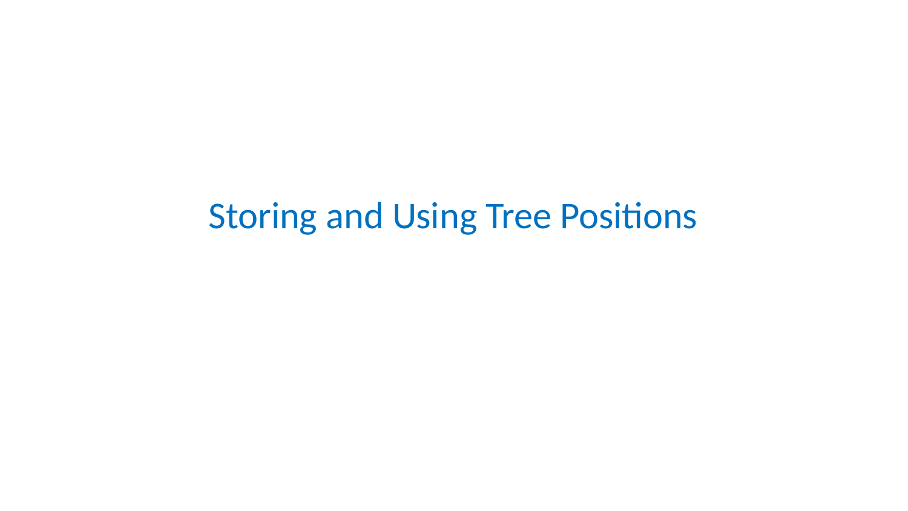# Storing and Using Tree Positions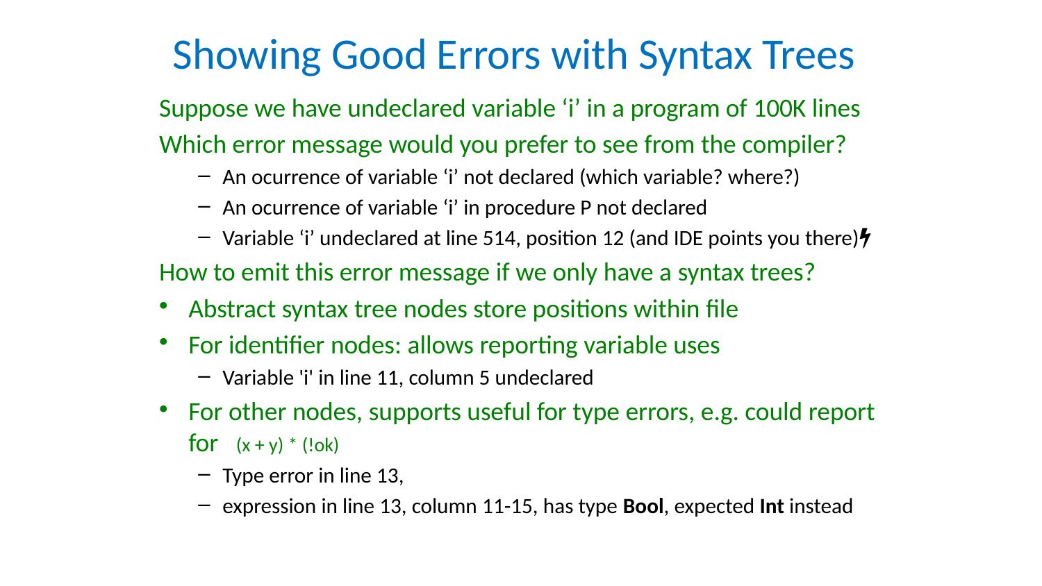# Showing Good Errors with Syntax Trees

Suppose we have undeclared variable ‘i’ in a program of 100K lines

Which error message would you prefer to see from the compiler?

- An ocurrence of variable ‘i’ not declared (which variable? where?)
- An ocurrence of variable ‘i’ in procedure P not declared
- Variable ‘i’ undeclared at line 514, position 12 (and IDE points you there)

How to emit this error message if we only have a syntax trees?

- Abstract syntax tree nodes store positions within file
- For identifier nodes: allows reporting variable uses
  - Variable 'i' in line 11, column 5 undeclared
- For other nodes, supports useful for type errors, e.g. could report for (x + y) * (!ok)
  - Type error in line 13,
  - expression in line 13, column 11-15, has type **Bool**, expected **Int** instead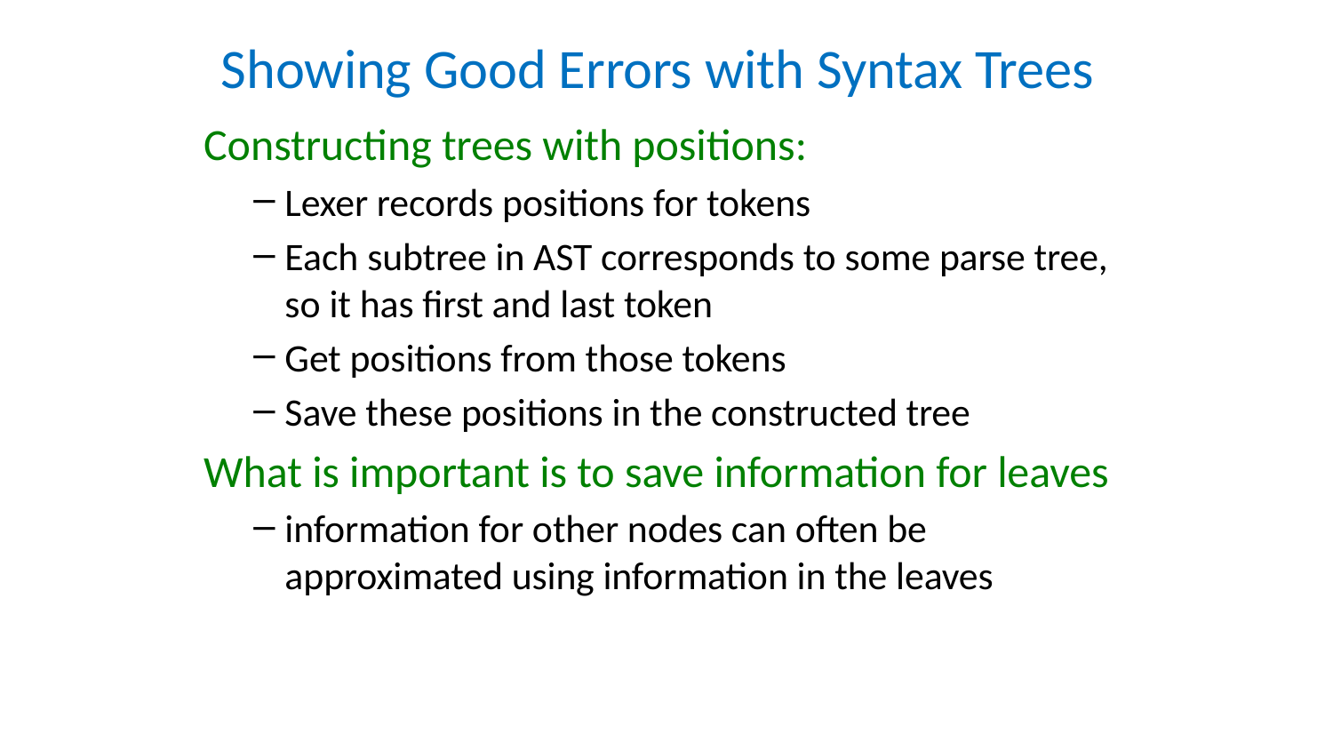# Showing Good Errors with Syntax Trees

## Constructing trees with positions:

- Lexer records positions for tokens
- Each subtree in AST corresponds to some parse tree, so it has first and last token
- Get positions from those tokens
- Save these positions in the constructed tree

## What is important is to save information for leaves

- information for other nodes can often be approximated using information in the leaves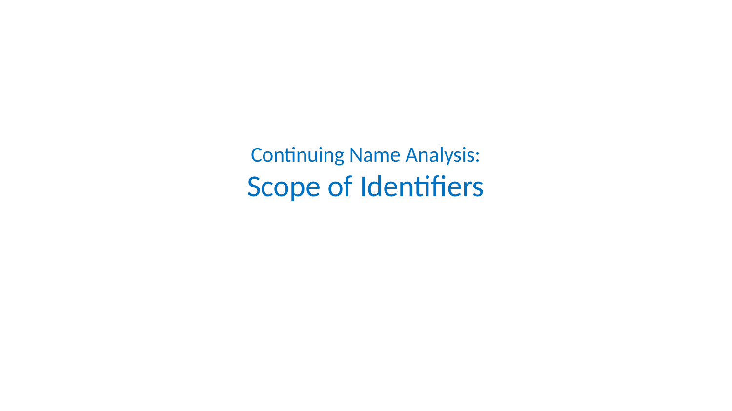## Continuing Name Analysis:

# Scope of Identifiers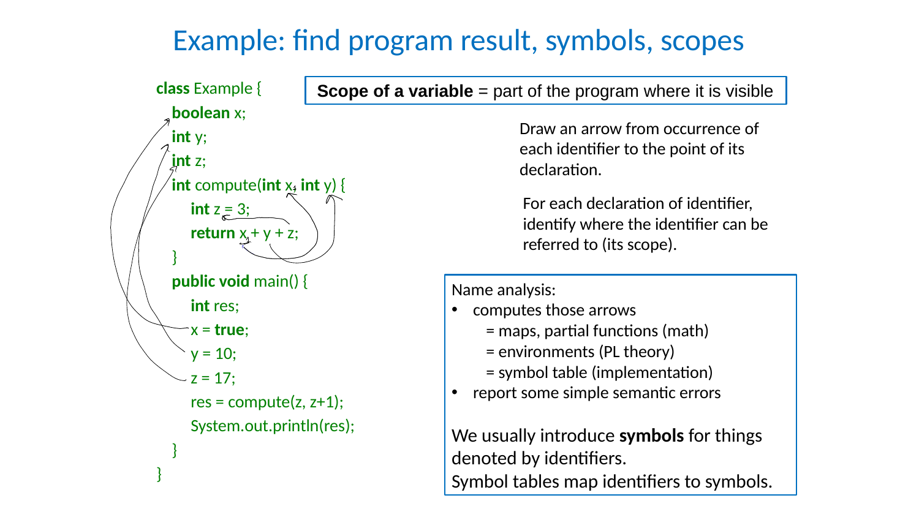# Example: find program result, symbols, scopes

```
class Example {
  boolean x;
  int y;
  int z;
  int compute(int x, int y) {
    int z = 3;
    return x + y + z;
  }
  public void main() {
    int res;
    x = true;
    y = 10;
    z = 17;
    res = compute(z, z+1);
    System.out.println(res);
  }
}
```

**Scope of a variable** = part of the program where it is visible

Draw an arrow from occurrence of each identifier to the point of its declaration.

For each declaration of identifier, identify where the identifier can be referred to (its scope).

Name analysis:

- computes those arrows
  - = maps, partial functions (math)
  - = environments (PL theory)
  - = symbol table (implementation)
- report some simple semantic errors

We usually introduce **symbols** for things denoted by identifiers.
Symbol tables map identifiers to symbols.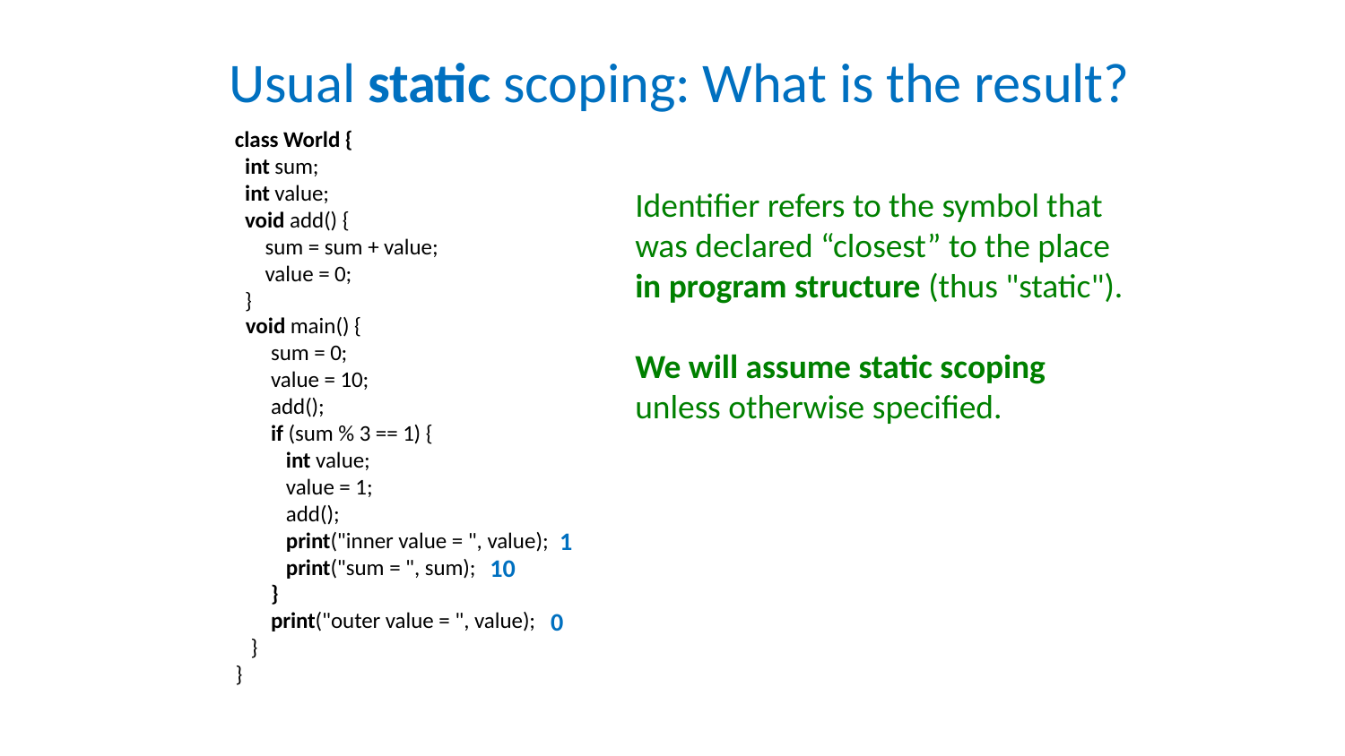# Usual **static** scoping: What is the result?

```
class World {
  int sum;
  int value;
  void add() {
     sum = sum + value;
     value = 0;
  }
  void main() {
      sum = 0;
      value = 10;
      add();
      if (sum % 3 == 1) {
        int value;
        value = 1;
        add();
        print("inner value = ", value);  1
        print("sum = ", sum);   10
      }
      print("outer value = ", value);  0
   }
}
```

Identifier refers to the symbol that was declared “closest” to the place **in program structure** (thus "static").

**We will assume static scoping** unless otherwise specified.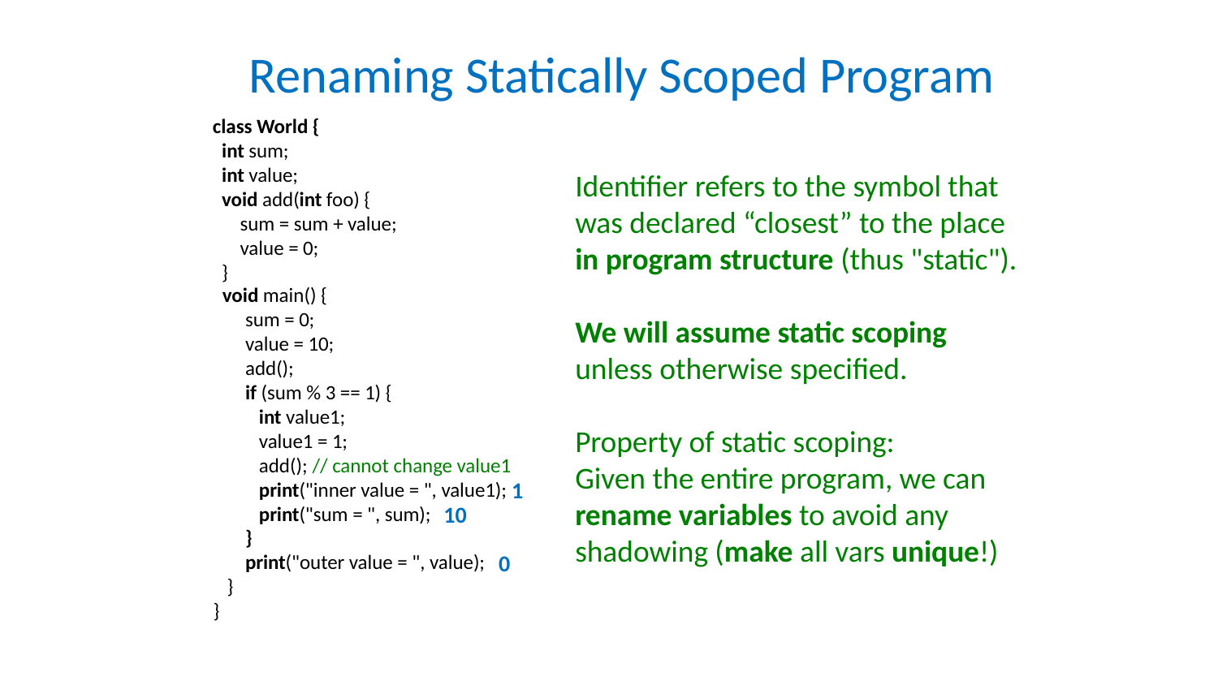# Renaming Statically Scoped Program

```
class World {
  int sum;
  int value;
  void add(int foo) {
    sum = sum + value;
    value = 0;
  }
  void main() {
     sum = 0;
     value = 10;
     add();
     if (sum % 3 == 1) {
       int value1;
       value1 = 1;
       add(); // cannot change value1
       print("inner value = ", value1); 1
       print("sum = ", sum);  10
     }
     print("outer value = ", value);  0
  }
}
```

Identifier refers to the symbol that was declared “closest” to the place **in program structure** (thus "static").

**We will assume static scoping** unless otherwise specified.

Property of static scoping:
Given the entire program, we can **rename variables** to avoid any shadowing (**make** all vars **unique**!)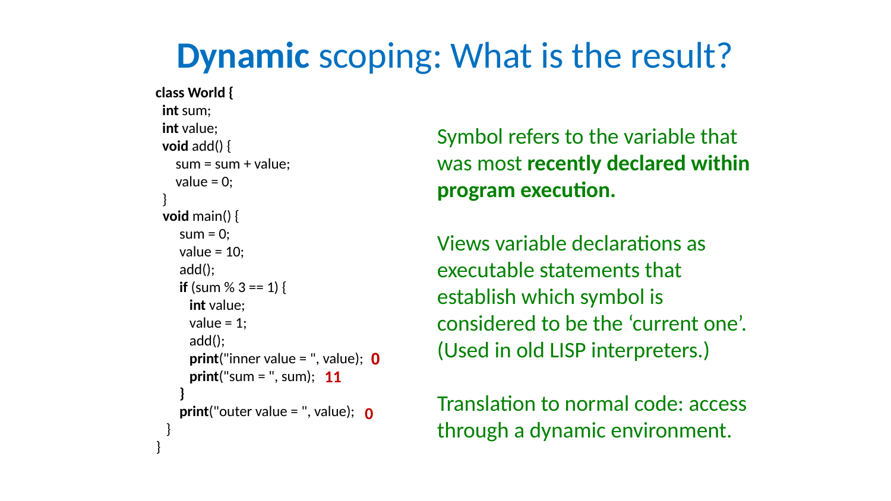# **Dynamic** scoping: What is the result?

```
class World {
  int sum;
  int value;
  void add() {
     sum = sum + value;
     value = 0;
  }
  void main() {
      sum = 0;
      value = 10;
      add();
      if (sum % 3 == 1) {
        int value;
        value = 1;
        add();
        print("inner value = ", value);  0
        print("sum = ", sum);  11
      }
      print("outer value = ", value);  0
  }
}
```

Symbol refers to the variable that was most **recently declared within program execution.**

Views variable declarations as executable statements that establish which symbol is considered to be the 'current one'. (Used in old LISP interpreters.)

Translation to normal code: access through a dynamic environment.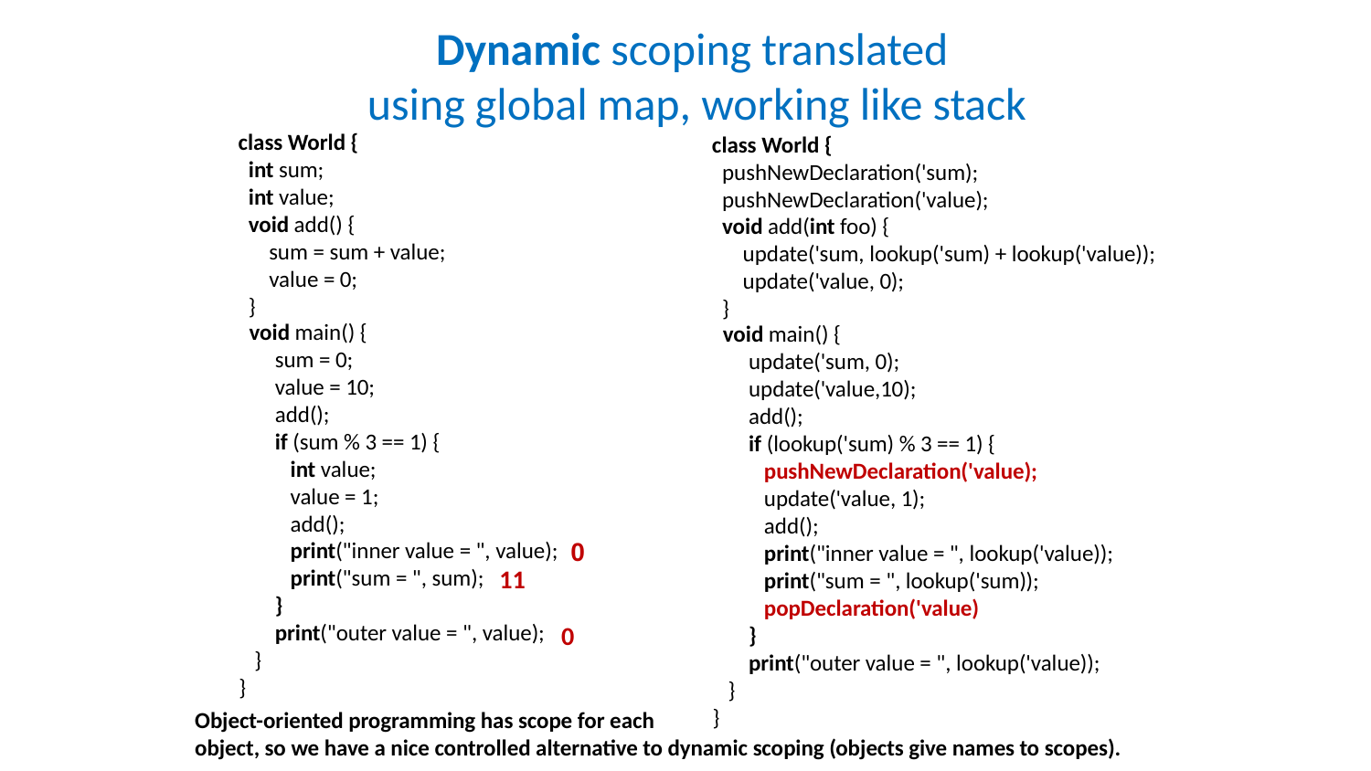# **Dynamic** scoping translated using global map, working like stack

```
class World {
  int sum;
  int value;
  void add() {
    sum = sum + value;
    value = 0;
  }
  void main() {
     sum = 0;
     value = 10;
     add();
     if (sum % 3 == 1) {
       int value;
       value = 1;
       add();
       print("inner value = ", value);  0
       print("sum = ", sum);  11
     }
     print("outer value = ", value);  0
  }
}
```

```
class World {
  pushNewDeclaration('sum);
  pushNewDeclaration('value);
  void add(int foo) {
    update('sum, lookup('sum) + lookup('value));
    update('value, 0);
  }
  void main() {
     update('sum, 0);
     update('value,10);
     add();
     if (lookup('sum) % 3 == 1) {
       pushNewDeclaration('value);
       update('value, 1);
       add();
       print("inner value = ", lookup('value));
       print("sum = ", lookup('sum));
       popDeclaration('value)
     }
     print("outer value = ", lookup('value));
  }
}
```

**Object-oriented programming has scope for each object, so we have a nice controlled alternative to dynamic scoping (objects give names to scopes).**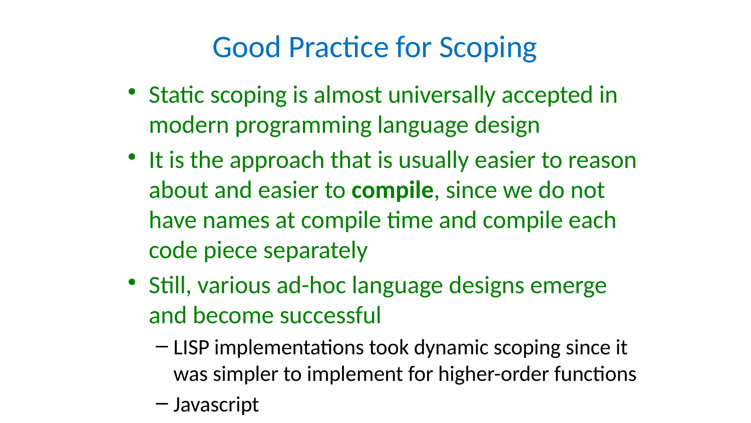# Good Practice for Scoping

- Static scoping is almost universally accepted in modern programming language design
- It is the approach that is usually easier to reason about and easier to **compile**, since we do not have names at compile time and compile each code piece separately
- Still, various ad-hoc language designs emerge and become successful
  - LISP implementations took dynamic scoping since it was simpler to implement for higher-order functions
  - Javascript